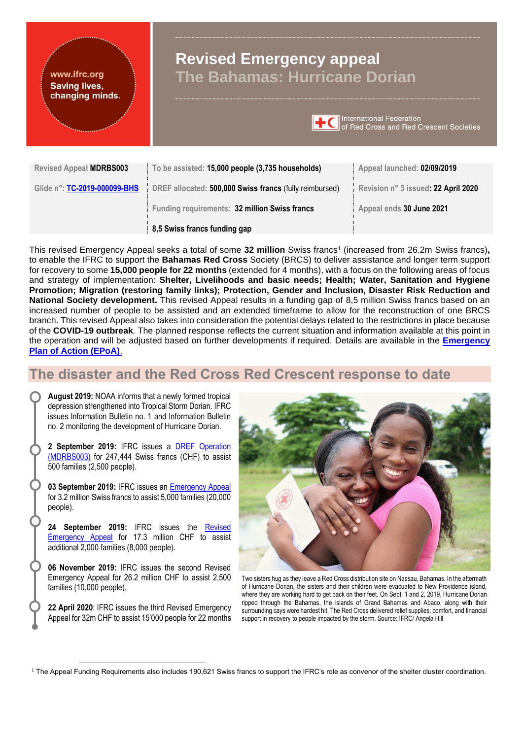www.ifrc.org
Saving lives, changing minds.

# Revised Emergency appeal
## The Bahamas: Hurricane Dorian

International Federation of Red Cross and Red Crescent Societies

| Revised Appeal **MDRBS003** | To be assisted: **15,000 people (3,735 households)** | Appeal launched: **02/09/2019** |
|---|---|---|
| Glide n°: **TC-2019-000099-BHS** | DREF allocated: **500,000 Swiss francs** (fully reimbursed) | Revision n° 3 issued: **22 April 2020** |
| | Funding requirements: **32 million Swiss francs** | Appeal ends **30 June 2021** |
| | **8,5 Swiss francs funding gap** | |

This revised Emergency Appeal seeks a total of some **32 million** Swiss francs[1] (increased from 26.2m Swiss francs), to enable the IFRC to support the **Bahamas Red Cross** Society (BRCS) to deliver assistance and longer term support for recovery to some **15,000 people for 22 months** (extended for 4 months), with a focus on the following areas of focus and strategy of implementation: **Shelter, Livelihoods and basic needs; Health; Water, Sanitation and Hygiene Promotion; Migration (restoring family links); Protection, Gender and Inclusion, Disaster Risk Reduction and National Society development.** This revised Appeal results in a funding gap of 8,5 million Swiss francs based on an increased number of people to be assisted and an extended timeframe to allow for the reconstruction of one BRCS branch. This revised Appeal also takes into consideration the potential delays related to the restrictions in place because of the **COVID-19 outbreak**. The planned response reflects the current situation and information available at this point in the operation and will be adjusted based on further developments if required. Details are available in the **Emergency Plan of Action (EPoA)**.

## The disaster and the Red Cross Red Crescent response to date

**August 2019:** NOAA informs that a newly formed tropical depression strengthened into Tropical Storm Dorian. IFRC issues Information Bulletin no. 1 and Information Bulletin no. 2 monitoring the development of Hurricane Dorian.

**2 September 2019:** IFRC issues a DREF Operation (MDRBS003) for 247,444 Swiss francs (CHF) to assist 500 families (2,500 people).

**03 September 2019:** IFRC issues an Emergency Appeal for 3.2 million Swiss francs to assist 5,000 families (20,000 people).

**24 September 2019:** IFRC issues the Revised Emergency Appeal for 17.3 million CHF to assist additional 2,000 families (8,000 people).

**06 November 2019:** IFRC issues the second Revised Emergency Appeal for 26.2 million CHF to assist 2,500 families (10,000 people),

**22 April 2020**: IFRC issues the third Revised Emergency Appeal for 32m CHF to assist 15'000 people for 22 months

Two sisters hug as they leave a Red Cross distribution site on Nassau, Bahamas. In the aftermath of Hurricane Dorian, the sisters and their children were evacuated to New Providence island, where they are working hard to get back on their feet. On Sept. 1 and 2, 2019, Hurricane Dorian ripped through the Bahamas, the islands of Grand Bahamas and Abaco, along with their surrounding cays were hardest hit. The Red Cross delivered relief supplies, comfort, and financial support in recovery to people impacted by the storm. Source: IFRC/ Angela Hill

[1] The Appeal Funding Requirements also includes 190,621 Swiss francs to support the IFRC's role as convenor of the shelter cluster coordination.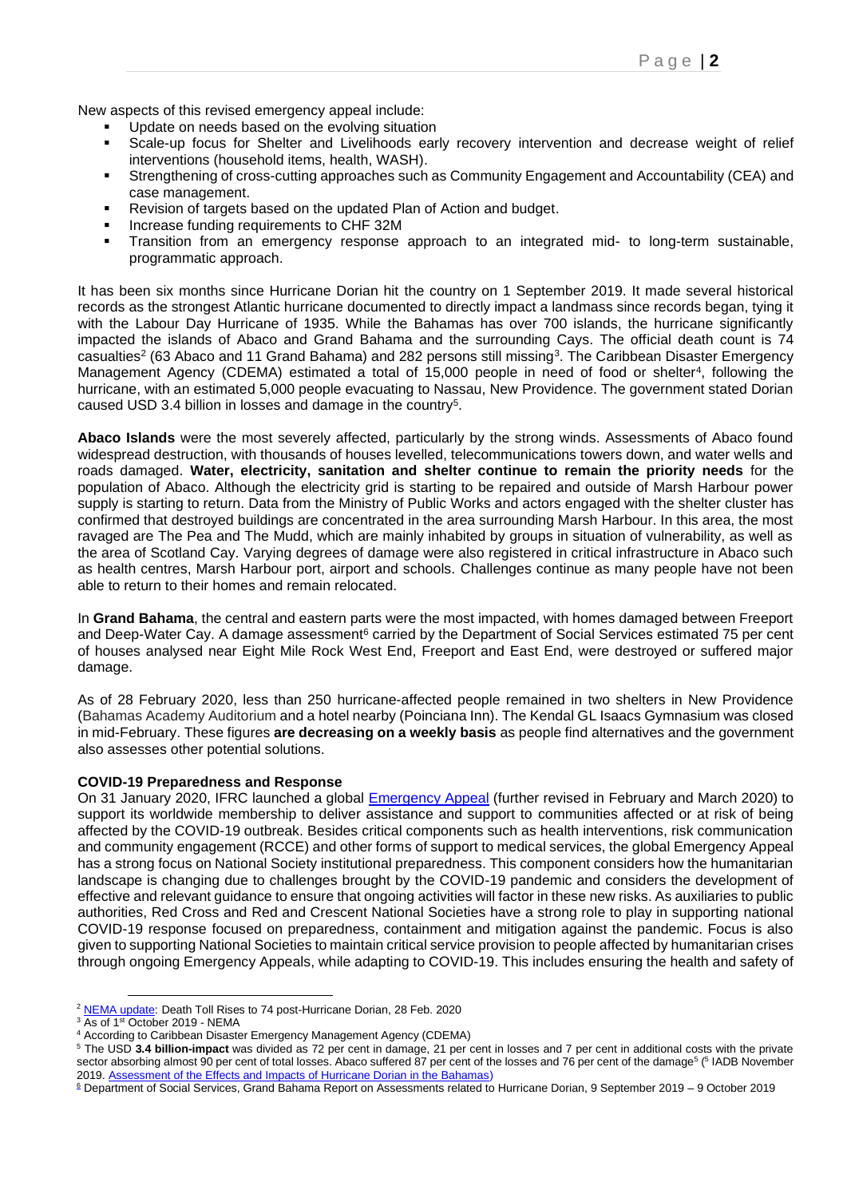New aspects of this revised emergency appeal include:

- Update on needs based on the evolving situation
- Scale-up focus for Shelter and Livelihoods early recovery intervention and decrease weight of relief interventions (household items, health, WASH).
- Strengthening of cross-cutting approaches such as Community Engagement and Accountability (CEA) and case management.
- Revision of targets based on the updated Plan of Action and budget.
- Increase funding requirements to CHF 32M
- Transition from an emergency response approach to an integrated mid- to long-term sustainable, programmatic approach.

It has been six months since Hurricane Dorian hit the country on 1 September 2019. It made several historical records as the strongest Atlantic hurricane documented to directly impact a landmass since records began, tying it with the Labour Day Hurricane of 1935. While the Bahamas has over 700 islands, the hurricane significantly impacted the islands of Abaco and Grand Bahama and the surrounding Cays. The official death count is 74 casualties[2] (63 Abaco and 11 Grand Bahama) and 282 persons still missing[3]. The Caribbean Disaster Emergency Management Agency (CDEMA) estimated a total of 15,000 people in need of food or shelter[4], following the hurricane, with an estimated 5,000 people evacuating to Nassau, New Providence. The government stated Dorian caused USD 3.4 billion in losses and damage in the country[5].

**Abaco Islands** were the most severely affected, particularly by the strong winds. Assessments of Abaco found widespread destruction, with thousands of houses levelled, telecommunications towers down, and water wells and roads damaged. **Water, electricity, sanitation and shelter continue to remain the priority needs** for the population of Abaco. Although the electricity grid is starting to be repaired and outside of Marsh Harbour power supply is starting to return. Data from the Ministry of Public Works and actors engaged with the shelter cluster has confirmed that destroyed buildings are concentrated in the area surrounding Marsh Harbour. In this area, the most ravaged are The Pea and The Mudd, which are mainly inhabited by groups in situation of vulnerability, as well as the area of Scotland Cay. Varying degrees of damage were also registered in critical infrastructure in Abaco such as health centres, Marsh Harbour port, airport and schools. Challenges continue as many people have not been able to return to their homes and remain relocated.

In **Grand Bahama**, the central and eastern parts were the most impacted, with homes damaged between Freeport and Deep-Water Cay. A damage assessment[6] carried by the Department of Social Services estimated 75 per cent of houses analysed near Eight Mile Rock West End, Freeport and East End, were destroyed or suffered major damage.

As of 28 February 2020, less than 250 hurricane-affected people remained in two shelters in New Providence (Bahamas Academy Auditorium and a hotel nearby (Poinciana Inn). The Kendal GL Isaacs Gymnasium was closed in mid-February. These figures **are decreasing on a weekly basis** as people find alternatives and the government also assesses other potential solutions.

**COVID-19 Preparedness and Response**

On 31 January 2020, IFRC launched a global Emergency Appeal (further revised in February and March 2020) to support its worldwide membership to deliver assistance and support to communities affected or at risk of being affected by the COVID-19 outbreak. Besides critical components such as health interventions, risk communication and community engagement (RCCE) and other forms of support to medical services, the global Emergency Appeal has a strong focus on National Society institutional preparedness. This component considers how the humanitarian landscape is changing due to challenges brought by the COVID-19 pandemic and considers the development of effective and relevant guidance to ensure that ongoing activities will factor in these new risks. As auxiliaries to public authorities, Red Cross and Red and Crescent National Societies have a strong role to play in supporting national COVID-19 response focused on preparedness, containment and mitigation against the pandemic. Focus is also given to supporting National Societies to maintain critical service provision to people affected by humanitarian crises through ongoing Emergency Appeals, while adapting to COVID-19. This includes ensuring the health and safety of

[2] NEMA update: Death Toll Rises to 74 post-Hurricane Dorian, 28 Feb. 2020

[3] As of 1st October 2019 - NEMA

[4] According to Caribbean Disaster Emergency Management Agency (CDEMA)

[5] The USD **3.4 billion-impact** was divided as 72 per cent in damage, 21 per cent in losses and 7 per cent in additional costs with the private sector absorbing almost 90 per cent of total losses. Abaco suffered 87 per cent of the losses and 76 per cent of the damage[5] ([5] IADB November 2019. Assessment of the Effects and Impacts of Hurricane Dorian in the Bahamas)

[6] Department of Social Services, Grand Bahama Report on Assessments related to Hurricane Dorian, 9 September 2019 – 9 October 2019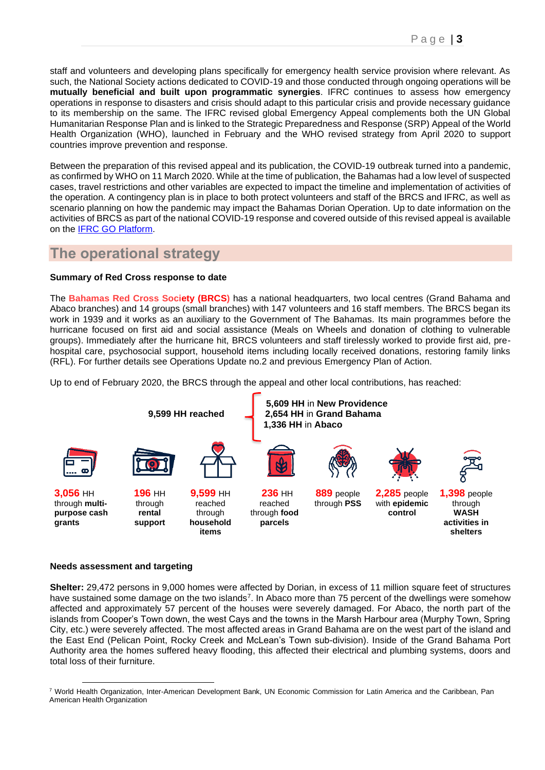staff and volunteers and developing plans specifically for emergency health service provision where relevant. As such, the National Society actions dedicated to COVID-19 and those conducted through ongoing operations will be **mutually beneficial and built upon programmatic synergies**. IFRC continues to assess how emergency operations in response to disasters and crisis should adapt to this particular crisis and provide necessary guidance to its membership on the same. The IFRC revised global Emergency Appeal complements both the UN Global Humanitarian Response Plan and is linked to the Strategic Preparedness and Response (SRP) Appeal of the World Health Organization (WHO), launched in February and the WHO revised strategy from April 2020 to support countries improve prevention and response.

Between the preparation of this revised appeal and its publication, the COVID-19 outbreak turned into a pandemic, as confirmed by WHO on 11 March 2020. While at the time of publication, the Bahamas had a low level of suspected cases, travel restrictions and other variables are expected to impact the timeline and implementation of activities of the operation. A contingency plan is in place to both protect volunteers and staff of the BRCS and IFRC, as well as scenario planning on how the pandemic may impact the Bahamas Dorian Operation. Up to date information on the activities of BRCS as part of the national COVID-19 response and covered outside of this revised appeal is available on the [IFRC GO Platform](IFRC GO Platform).

## The operational strategy

**Summary of Red Cross response to date**

The **Bahamas Red Cross Society (BRCS)** has a national headquarters, two local centres (Grand Bahama and Abaco branches) and 14 groups (small branches) with 147 volunteers and 16 staff members. The BRCS began its work in 1939 and it works as an auxiliary to the Government of The Bahamas. Its main programmes before the hurricane focused on first aid and social assistance (Meals on Wheels and donation of clothing to vulnerable groups). Immediately after the hurricane hit, BRCS volunteers and staff tirelessly worked to provide first aid, pre-hospital care, psychosocial support, household items including locally received donations, restoring family links (RFL). For further details see Operations Update no.2 and previous Emergency Plan of Action.

Up to end of February 2020, the BRCS through the appeal and other local contributions, has reached:

**9,599 HH reached**

- **5,609 HH** in **New Providence**
- **2,654 HH** in **Grand Bahama**
- **1,336 HH** in **Abaco**

- **3,056** HH through **multi-purpose cash grants**
- **196** HH through **rental support**
- **9,599** HH reached through **household items**
- **236** HH reached through **food parcels**
- **889** people through **PSS**
- **2,285** people with **epidemic control**
- **1,398** people through **WASH activities in shelters**

**Needs assessment and targeting**

**Shelter:** 29,472 persons in 9,000 homes were affected by Dorian, in excess of 11 million square feet of structures have sustained some damage on the two islands[7]. In Abaco more than 75 percent of the dwellings were somehow affected and approximately 57 percent of the houses were severely damaged. For Abaco, the north part of the islands from Cooper's Town down, the west Cays and the towns in the Marsh Harbour area (Murphy Town, Spring City, etc.) were severely affected. The most affected areas in Grand Bahama are on the west part of the island and the East End (Pelican Point, Rocky Creek and McLean's Town sub-division). Inside of the Grand Bahama Port Authority area the homes suffered heavy flooding, this affected their electrical and plumbing systems, doors and total loss of their furniture.

[7] World Health Organization, Inter-American Development Bank, UN Economic Commission for Latin America and the Caribbean, Pan American Health Organization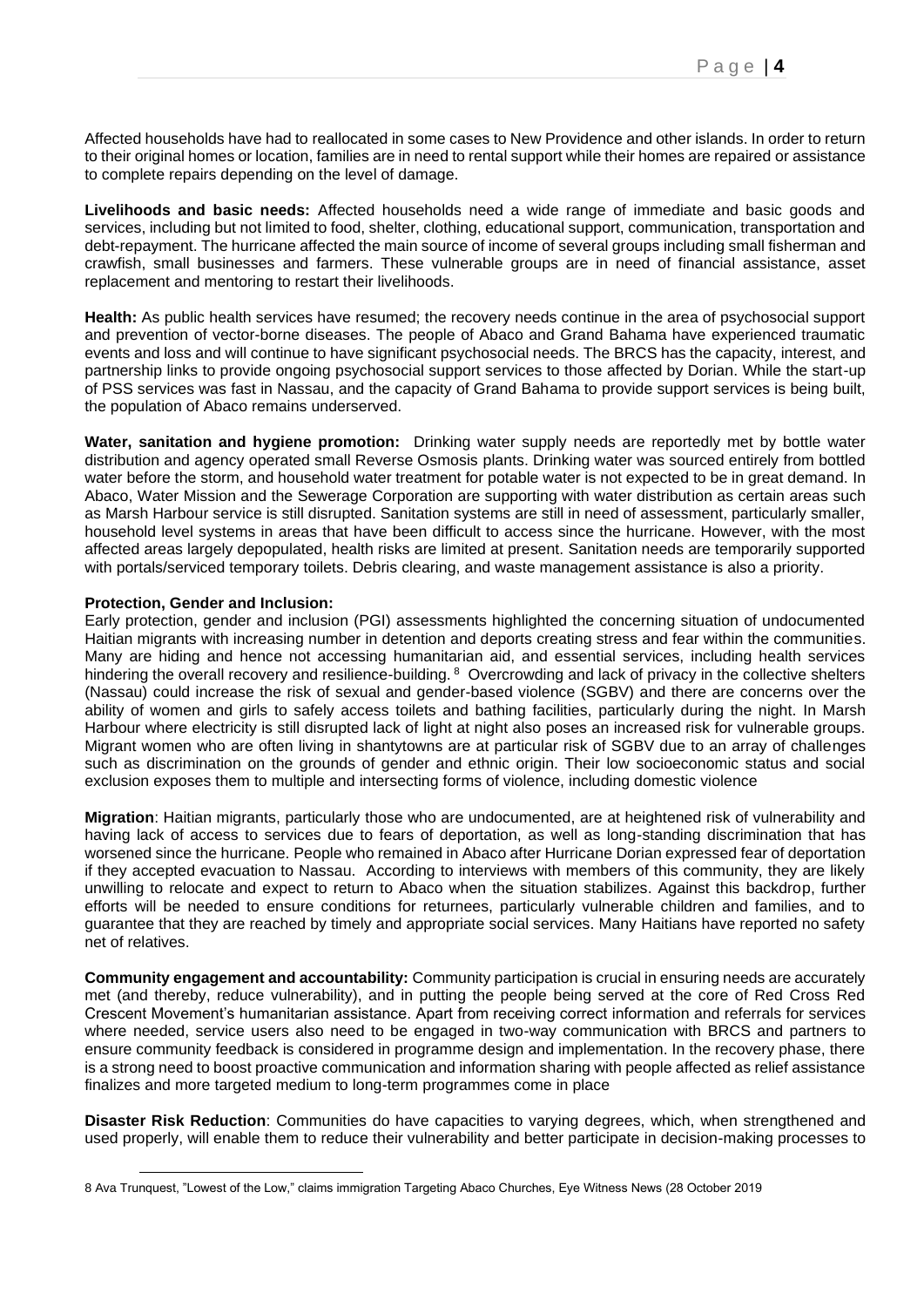Affected households have had to reallocated in some cases to New Providence and other islands. In order to return to their original homes or location, families are in need to rental support while their homes are repaired or assistance to complete repairs depending on the level of damage.

**Livelihoods and basic needs:** Affected households need a wide range of immediate and basic goods and services, including but not limited to food, shelter, clothing, educational support, communication, transportation and debt-repayment. The hurricane affected the main source of income of several groups including small fisherman and crawfish, small businesses and farmers. These vulnerable groups are in need of financial assistance, asset replacement and mentoring to restart their livelihoods.

**Health:** As public health services have resumed; the recovery needs continue in the area of psychosocial support and prevention of vector-borne diseases. The people of Abaco and Grand Bahama have experienced traumatic events and loss and will continue to have significant psychosocial needs. The BRCS has the capacity, interest, and partnership links to provide ongoing psychosocial support services to those affected by Dorian. While the start-up of PSS services was fast in Nassau, and the capacity of Grand Bahama to provide support services is being built, the population of Abaco remains underserved.

**Water, sanitation and hygiene promotion:** Drinking water supply needs are reportedly met by bottle water distribution and agency operated small Reverse Osmosis plants. Drinking water was sourced entirely from bottled water before the storm, and household water treatment for potable water is not expected to be in great demand. In Abaco, Water Mission and the Sewerage Corporation are supporting with water distribution as certain areas such as Marsh Harbour service is still disrupted. Sanitation systems are still in need of assessment, particularly smaller, household level systems in areas that have been difficult to access since the hurricane. However, with the most affected areas largely depopulated, health risks are limited at present. Sanitation needs are temporarily supported with portals/serviced temporary toilets. Debris clearing, and waste management assistance is also a priority.

**Protection, Gender and Inclusion:**

Early protection, gender and inclusion (PGI) assessments highlighted the concerning situation of undocumented Haitian migrants with increasing number in detention and deports creating stress and fear within the communities. Many are hiding and hence not accessing humanitarian aid, and essential services, including health services hindering the overall recovery and resilience-building. [8] Overcrowding and lack of privacy in the collective shelters (Nassau) could increase the risk of sexual and gender-based violence (SGBV) and there are concerns over the ability of women and girls to safely access toilets and bathing facilities, particularly during the night. In Marsh Harbour where electricity is still disrupted lack of light at night also poses an increased risk for vulnerable groups. Migrant women who are often living in shantytowns are at particular risk of SGBV due to an array of challenges such as discrimination on the grounds of gender and ethnic origin. Their low socioeconomic status and social exclusion exposes them to multiple and intersecting forms of violence, including domestic violence

**Migration**: Haitian migrants, particularly those who are undocumented, are at heightened risk of vulnerability and having lack of access to services due to fears of deportation, as well as long-standing discrimination that has worsened since the hurricane. People who remained in Abaco after Hurricane Dorian expressed fear of deportation if they accepted evacuation to Nassau. According to interviews with members of this community, they are likely unwilling to relocate and expect to return to Abaco when the situation stabilizes. Against this backdrop, further efforts will be needed to ensure conditions for returnees, particularly vulnerable children and families, and to guarantee that they are reached by timely and appropriate social services. Many Haitians have reported no safety net of relatives.

**Community engagement and accountability:** Community participation is crucial in ensuring needs are accurately met (and thereby, reduce vulnerability), and in putting the people being served at the core of Red Cross Red Crescent Movement's humanitarian assistance. Apart from receiving correct information and referrals for services where needed, service users also need to be engaged in two-way communication with BRCS and partners to ensure community feedback is considered in programme design and implementation. In the recovery phase, there is a strong need to boost proactive communication and information sharing with people affected as relief assistance finalizes and more targeted medium to long-term programmes come in place

**Disaster Risk Reduction**: Communities do have capacities to varying degrees, which, when strengthened and used properly, will enable them to reduce their vulnerability and better participate in decision-making processes to

---

8 Ava Trunquest, "Lowest of the Low," claims immigration Targeting Abaco Churches, Eye Witness News (28 October 2019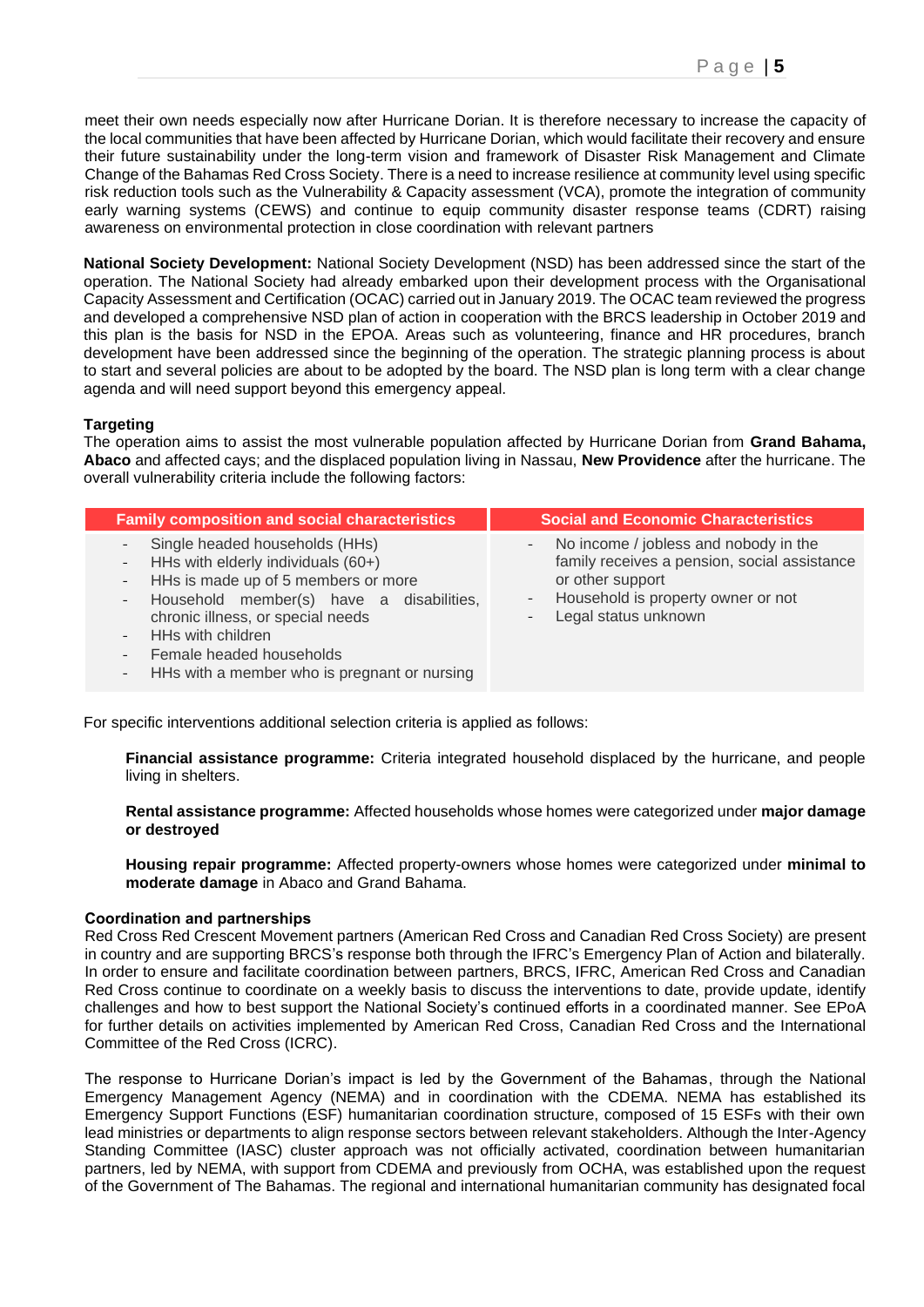meet their own needs especially now after Hurricane Dorian. It is therefore necessary to increase the capacity of the local communities that have been affected by Hurricane Dorian, which would facilitate their recovery and ensure their future sustainability under the long-term vision and framework of Disaster Risk Management and Climate Change of the Bahamas Red Cross Society. There is a need to increase resilience at community level using specific risk reduction tools such as the Vulnerability & Capacity assessment (VCA), promote the integration of community early warning systems (CEWS) and continue to equip community disaster response teams (CDRT) raising awareness on environmental protection in close coordination with relevant partners

**National Society Development:** National Society Development (NSD) has been addressed since the start of the operation. The National Society had already embarked upon their development process with the Organisational Capacity Assessment and Certification (OCAC) carried out in January 2019. The OCAC team reviewed the progress and developed a comprehensive NSD plan of action in cooperation with the BRCS leadership in October 2019 and this plan is the basis for NSD in the EPOA. Areas such as volunteering, finance and HR procedures, branch development have been addressed since the beginning of the operation. The strategic planning process is about to start and several policies are about to be adopted by the board. The NSD plan is long term with a clear change agenda and will need support beyond this emergency appeal.

**Targeting**

The operation aims to assist the most vulnerable population affected by Hurricane Dorian from **Grand Bahama, Abaco** and affected cays; and the displaced population living in Nassau, **New Providence** after the hurricane. The overall vulnerability criteria include the following factors:

| Family composition and social characteristics | Social and Economic Characteristics |
| --- | --- |
| - Single headed households (HHs)<br>- HHs with elderly individuals (60+)<br>- HHs is made up of 5 members or more<br>- Household member(s) have a disabilities, chronic illness, or special needs<br>- HHs with children<br>- Female headed households<br>- HHs with a member who is pregnant or nursing | - No income / jobless and nobody in the family receives a pension, social assistance or other support<br>- Household is property owner or not<br>- Legal status unknown |

For specific interventions additional selection criteria is applied as follows:

**Financial assistance programme:** Criteria integrated household displaced by the hurricane, and people living in shelters.

**Rental assistance programme:** Affected households whose homes were categorized under **major damage or destroyed**

**Housing repair programme:** Affected property-owners whose homes were categorized under **minimal to moderate damage** in Abaco and Grand Bahama.

**Coordination and partnerships**

Red Cross Red Crescent Movement partners (American Red Cross and Canadian Red Cross Society) are present in country and are supporting BRCS's response both through the IFRC's Emergency Plan of Action and bilaterally. In order to ensure and facilitate coordination between partners, BRCS, IFRC, American Red Cross and Canadian Red Cross continue to coordinate on a weekly basis to discuss the interventions to date, provide update, identify challenges and how to best support the National Society's continued efforts in a coordinated manner. See EPoA for further details on activities implemented by American Red Cross, Canadian Red Cross and the International Committee of the Red Cross (ICRC).

The response to Hurricane Dorian's impact is led by the Government of the Bahamas, through the National Emergency Management Agency (NEMA) and in coordination with the CDEMA. NEMA has established its Emergency Support Functions (ESF) humanitarian coordination structure, composed of 15 ESFs with their own lead ministries or departments to align response sectors between relevant stakeholders. Although the Inter-Agency Standing Committee (IASC) cluster approach was not officially activated, coordination between humanitarian partners, led by NEMA, with support from CDEMA and previously from OCHA, was established upon the request of the Government of The Bahamas. The regional and international humanitarian community has designated focal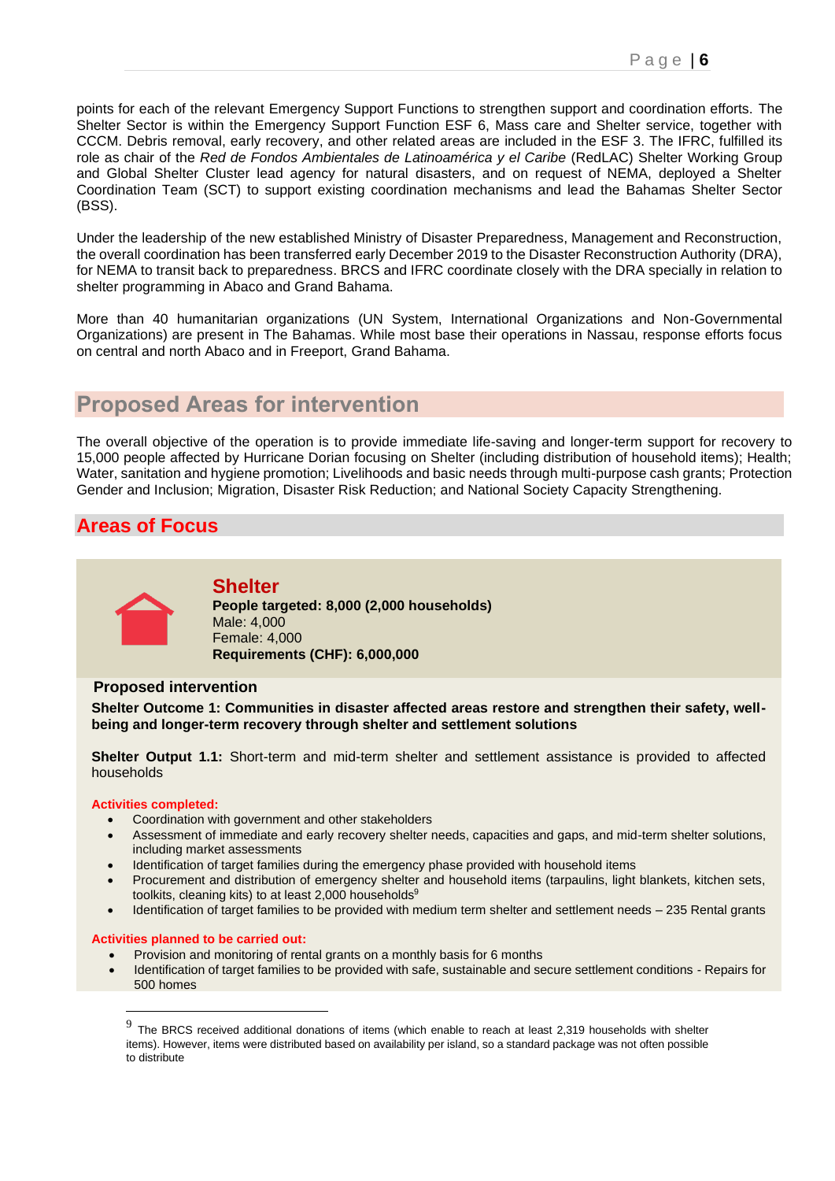points for each of the relevant Emergency Support Functions to strengthen support and coordination efforts. The Shelter Sector is within the Emergency Support Function ESF 6, Mass care and Shelter service, together with CCCM. Debris removal, early recovery, and other related areas are included in the ESF 3. The IFRC, fulfilled its role as chair of the *Red de Fondos Ambientales de Latinoamérica y el Caribe* (RedLAC) Shelter Working Group and Global Shelter Cluster lead agency for natural disasters, and on request of NEMA, deployed a Shelter Coordination Team (SCT) to support existing coordination mechanisms and lead the Bahamas Shelter Sector (BSS).

Under the leadership of the new established Ministry of Disaster Preparedness, Management and Reconstruction, the overall coordination has been transferred early December 2019 to the Disaster Reconstruction Authority (DRA), for NEMA to transit back to preparedness. BRCS and IFRC coordinate closely with the DRA specially in relation to shelter programming in Abaco and Grand Bahama.

More than 40 humanitarian organizations (UN System, International Organizations and Non-Governmental Organizations) are present in The Bahamas. While most base their operations in Nassau, response efforts focus on central and north Abaco and in Freeport, Grand Bahama.

## Proposed Areas for intervention

The overall objective of the operation is to provide immediate life-saving and longer-term support for recovery to 15,000 people affected by Hurricane Dorian focusing on Shelter (including distribution of household items); Health; Water, sanitation and hygiene promotion; Livelihoods and basic needs through multi-purpose cash grants; Protection Gender and Inclusion; Migration, Disaster Risk Reduction; and National Society Capacity Strengthening.

## Areas of Focus

### Shelter

**People targeted: 8,000 (2,000 households)**
Male: 4,000
Female: 4,000
**Requirements (CHF): 6,000,000**

#### Proposed intervention

**Shelter Outcome 1: Communities in disaster affected areas restore and strengthen their safety, well-being and longer-term recovery through shelter and settlement solutions**

**Shelter Output 1.1:** Short-term and mid-term shelter and settlement assistance is provided to affected households

**Activities completed:**

- Coordination with government and other stakeholders
- Assessment of immediate and early recovery shelter needs, capacities and gaps, and mid-term shelter solutions, including market assessments
- Identification of target families during the emergency phase provided with household items
- Procurement and distribution of emergency shelter and household items (tarpaulins, light blankets, kitchen sets, toolkits, cleaning kits) to at least 2,000 households[9]
- Identification of target families to be provided with medium term shelter and settlement needs – 235 Rental grants

**Activities planned to be carried out:**

- Provision and monitoring of rental grants on a monthly basis for 6 months
- Identification of target families to be provided with safe, sustainable and secure settlement conditions - Repairs for 500 homes

[9] The BRCS received additional donations of items (which enable to reach at least 2,319 households with shelter items). However, items were distributed based on availability per island, so a standard package was not often possible to distribute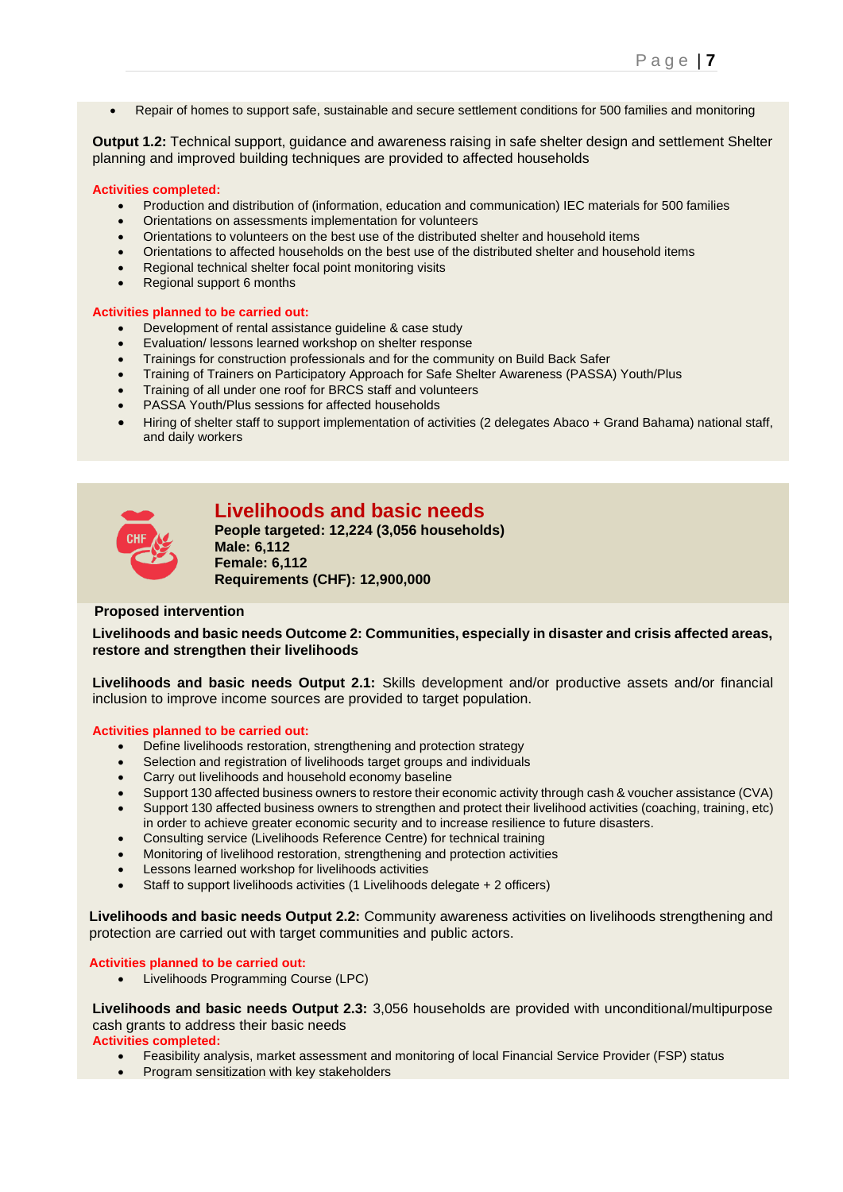- Repair of homes to support safe, sustainable and secure settlement conditions for 500 families and monitoring

**Output 1.2:** Technical support, guidance and awareness raising in safe shelter design and settlement Shelter planning and improved building techniques are provided to affected households

**Activities completed:**

- Production and distribution of (information, education and communication) IEC materials for 500 families
- Orientations on assessments implementation for volunteers
- Orientations to volunteers on the best use of the distributed shelter and household items
- Orientations to affected households on the best use of the distributed shelter and household items
- Regional technical shelter focal point monitoring visits
- Regional support 6 months

**Activities planned to be carried out:**

- Development of rental assistance guideline & case study
- Evaluation/ lessons learned workshop on shelter response
- Trainings for construction professionals and for the community on Build Back Safer
- Training of Trainers on Participatory Approach for Safe Shelter Awareness (PASSA) Youth/Plus
- Training of all under one roof for BRCS staff and volunteers
- PASSA Youth/Plus sessions for affected households
- Hiring of shelter staff to support implementation of activities (2 delegates Abaco + Grand Bahama) national staff, and daily workers

## Livelihoods and basic needs

**People targeted: 12,224 (3,056 households)**
**Male: 6,112**
**Female: 6,112**
**Requirements (CHF): 12,900,000**

**Proposed intervention**

**Livelihoods and basic needs Outcome 2: Communities, especially in disaster and crisis affected areas, restore and strengthen their livelihoods**

**Livelihoods and basic needs Output 2.1:** Skills development and/or productive assets and/or financial inclusion to improve income sources are provided to target population.

**Activities planned to be carried out:**

- Define livelihoods restoration, strengthening and protection strategy
- Selection and registration of livelihoods target groups and individuals
- Carry out livelihoods and household economy baseline
- Support 130 affected business owners to restore their economic activity through cash & voucher assistance (CVA)
- Support 130 affected business owners to strengthen and protect their livelihood activities (coaching, training, etc) in order to achieve greater economic security and to increase resilience to future disasters.
- Consulting service (Livelihoods Reference Centre) for technical training
- Monitoring of livelihood restoration, strengthening and protection activities
- Lessons learned workshop for livelihoods activities
- Staff to support livelihoods activities (1 Livelihoods delegate + 2 officers)

**Livelihoods and basic needs Output 2.2:** Community awareness activities on livelihoods strengthening and protection are carried out with target communities and public actors.

**Activities planned to be carried out:**

- Livelihoods Programming Course (LPC)

**Livelihoods and basic needs Output 2.3:** 3,056 households are provided with unconditional/multipurpose cash grants to address their basic needs

**Activities completed:**

- Feasibility analysis, market assessment and monitoring of local Financial Service Provider (FSP) status
- Program sensitization with key stakeholders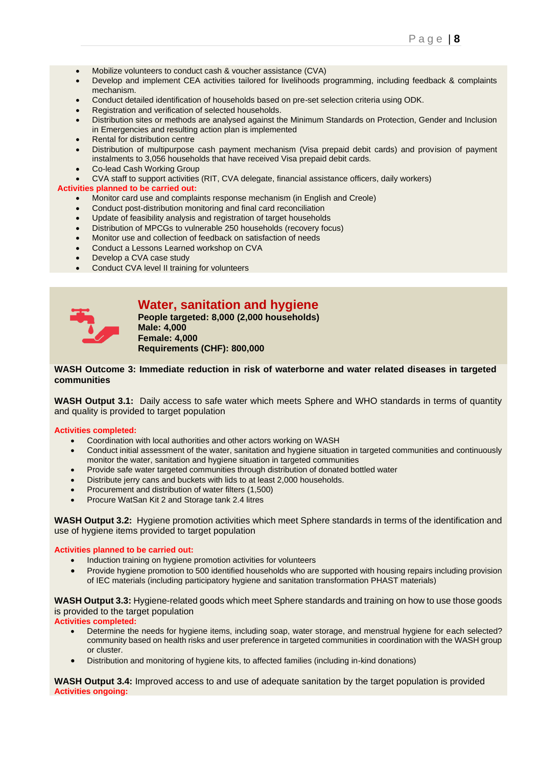- Mobilize volunteers to conduct cash & voucher assistance (CVA)
- Develop and implement CEA activities tailored for livelihoods programming, including feedback & complaints mechanism.
- Conduct detailed identification of households based on pre-set selection criteria using ODK.
- Registration and verification of selected households.
- Distribution sites or methods are analysed against the Minimum Standards on Protection, Gender and Inclusion in Emergencies and resulting action plan is implemented
- Rental for distribution centre
- Distribution of multipurpose cash payment mechanism (Visa prepaid debit cards) and provision of payment instalments to 3,056 households that have received Visa prepaid debit cards.
- Co-lead Cash Working Group
- CVA staff to support activities (RIT, CVA delegate, financial assistance officers, daily workers)

**Activities planned to be carried out:**

- Monitor card use and complaints response mechanism (in English and Creole)
- Conduct post-distribution monitoring and final card reconciliation
- Update of feasibility analysis and registration of target households
- Distribution of MPCGs to vulnerable 250 households (recovery focus)
- Monitor use and collection of feedback on satisfaction of needs
- Conduct a Lessons Learned workshop on CVA
- Develop a CVA case study
- Conduct CVA level II training for volunteers

## Water, sanitation and hygiene

**People targeted: 8,000 (2,000 households)**
**Male: 4,000**
**Female: 4,000**
**Requirements (CHF): 800,000**

**WASH Outcome 3: Immediate reduction in risk of waterborne and water related diseases in targeted communities**

**WASH Output 3.1:** Daily access to safe water which meets Sphere and WHO standards in terms of quantity and quality is provided to target population

**Activities completed:**

- Coordination with local authorities and other actors working on WASH
- Conduct initial assessment of the water, sanitation and hygiene situation in targeted communities and continuously monitor the water, sanitation and hygiene situation in targeted communities
- Provide safe water targeted communities through distribution of donated bottled water
- Distribute jerry cans and buckets with lids to at least 2,000 households.
- Procurement and distribution of water filters (1,500)
- Procure WatSan Kit 2 and Storage tank 2.4 litres

**WASH Output 3.2:** Hygiene promotion activities which meet Sphere standards in terms of the identification and use of hygiene items provided to target population

**Activities planned to be carried out:**

- Induction training on hygiene promotion activities for volunteers
- Provide hygiene promotion to 500 identified households who are supported with housing repairs including provision of IEC materials (including participatory hygiene and sanitation transformation PHAST materials)

**WASH Output 3.3:** Hygiene-related goods which meet Sphere standards and training on how to use those goods is provided to the target population

**Activities completed:**

- Determine the needs for hygiene items, including soap, water storage, and menstrual hygiene for each selected? community based on health risks and user preference in targeted communities in coordination with the WASH group or cluster.
- Distribution and monitoring of hygiene kits, to affected families (including in-kind donations)

**WASH Output 3.4:** Improved access to and use of adequate sanitation by the target population is provided

**Activities ongoing:**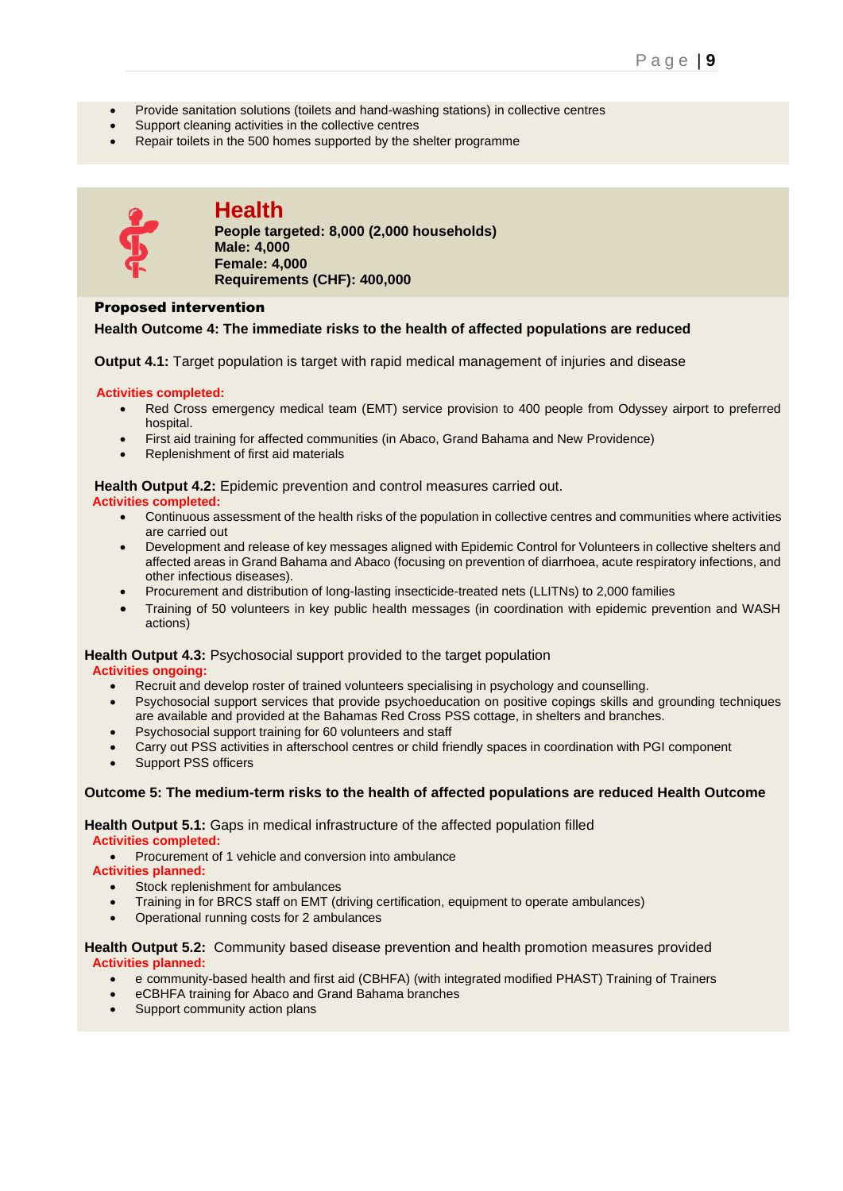- Provide sanitation solutions (toilets and hand-washing stations) in collective centres
- Support cleaning activities in the collective centres
- Repair toilets in the 500 homes supported by the shelter programme

## Health

**People targeted: 8,000 (2,000 households)**
**Male: 4,000**
**Female: 4,000**
**Requirements (CHF): 400,000**

**Proposed intervention**

**Health Outcome 4: The immediate risks to the health of affected populations are reduced**

**Output 4.1:** Target population is target with rapid medical management of injuries and disease

**Activities completed:**

- Red Cross emergency medical team (EMT) service provision to 400 people from Odyssey airport to preferred hospital.
- First aid training for affected communities (in Abaco, Grand Bahama and New Providence)
- Replenishment of first aid materials

**Health Output 4.2:** Epidemic prevention and control measures carried out.
**Activities completed:**

- Continuous assessment of the health risks of the population in collective centres and communities where activities are carried out
- Development and release of key messages aligned with Epidemic Control for Volunteers in collective shelters and affected areas in Grand Bahama and Abaco (focusing on prevention of diarrhoea, acute respiratory infections, and other infectious diseases).
- Procurement and distribution of long-lasting insecticide-treated nets (LLITNs) to 2,000 families
- Training of 50 volunteers in key public health messages (in coordination with epidemic prevention and WASH actions)

**Health Output 4.3:** Psychosocial support provided to the target population
**Activities ongoing:**

- Recruit and develop roster of trained volunteers specialising in psychology and counselling.
- Psychosocial support services that provide psychoeducation on positive copings skills and grounding techniques are available and provided at the Bahamas Red Cross PSS cottage, in shelters and branches.
- Psychosocial support training for 60 volunteers and staff
- Carry out PSS activities in afterschool centres or child friendly spaces in coordination with PGI component
- Support PSS officers

**Outcome 5: The medium-term risks to the health of affected populations are reduced Health Outcome**

**Health Output 5.1:** Gaps in medical infrastructure of the affected population filled
**Activities completed:**

- Procurement of 1 vehicle and conversion into ambulance

**Activities planned:**

- Stock replenishment for ambulances
- Training in for BRCS staff on EMT (driving certification, equipment to operate ambulances)
- Operational running costs for 2 ambulances

**Health Output 5.2:** Community based disease prevention and health promotion measures provided
**Activities planned:**

- e community-based health and first aid (CBHFA) (with integrated modified PHAST) Training of Trainers
- eCBHFA training for Abaco and Grand Bahama branches
- Support community action plans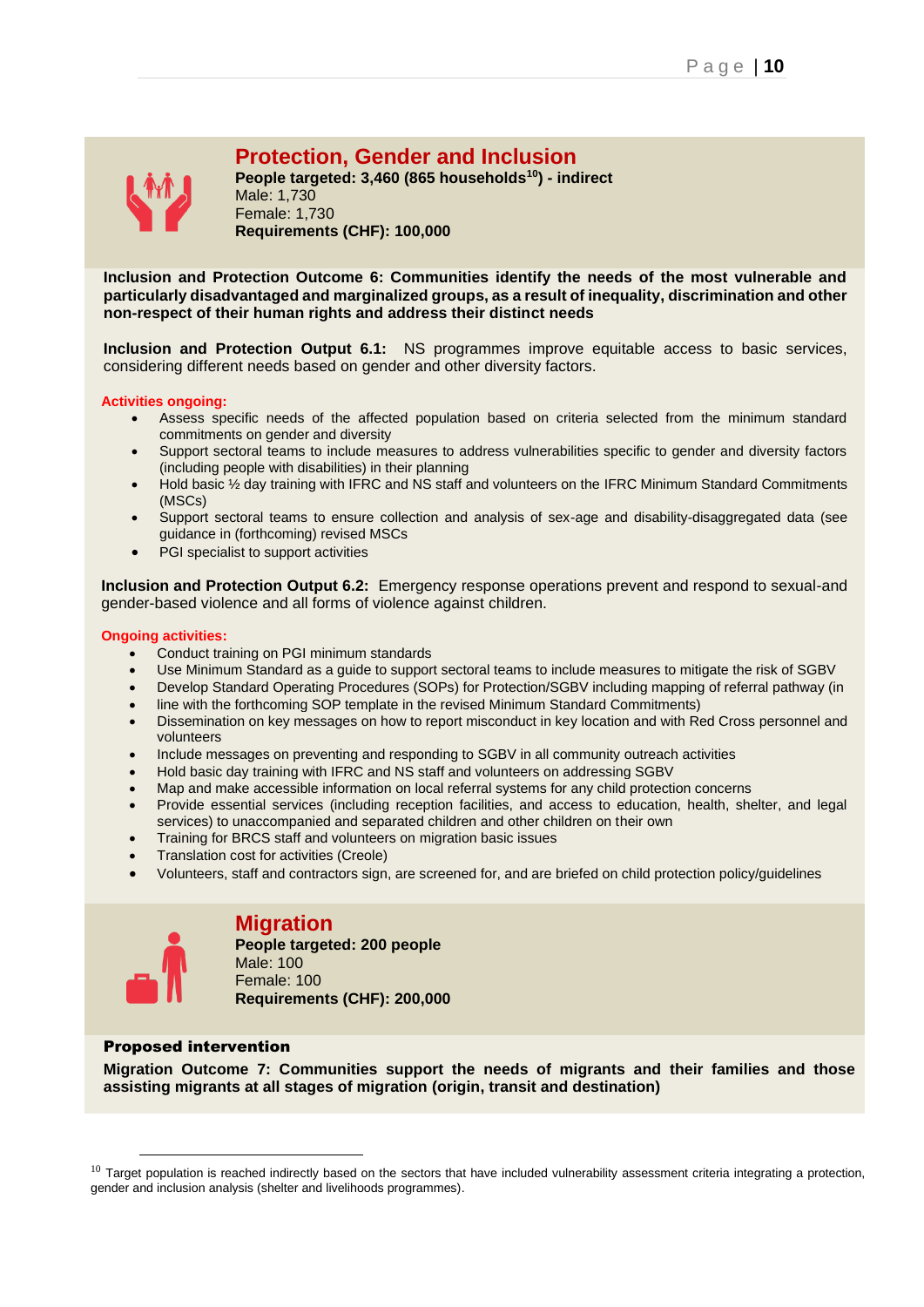## Protection, Gender and Inclusion

**People targeted: 3,460 (865 households[10]) - indirect**
Male: 1,730
Female: 1,730
**Requirements (CHF): 100,000**

**Inclusion and Protection Outcome 6: Communities identify the needs of the most vulnerable and particularly disadvantaged and marginalized groups, as a result of inequality, discrimination and other non-respect of their human rights and address their distinct needs**

**Inclusion and Protection Output 6.1:** NS programmes improve equitable access to basic services, considering different needs based on gender and other diversity factors.

**Activities ongoing:**

- Assess specific needs of the affected population based on criteria selected from the minimum standard commitments on gender and diversity
- Support sectoral teams to include measures to address vulnerabilities specific to gender and diversity factors (including people with disabilities) in their planning
- Hold basic ½ day training with IFRC and NS staff and volunteers on the IFRC Minimum Standard Commitments (MSCs)
- Support sectoral teams to ensure collection and analysis of sex-age and disability-disaggregated data (see guidance in (forthcoming) revised MSCs
- PGI specialist to support activities

**Inclusion and Protection Output 6.2:** Emergency response operations prevent and respond to sexual-and gender-based violence and all forms of violence against children.

**Ongoing activities:**

- Conduct training on PGI minimum standards
- Use Minimum Standard as a guide to support sectoral teams to include measures to mitigate the risk of SGBV
- Develop Standard Operating Procedures (SOPs) for Protection/SGBV including mapping of referral pathway (in
- line with the forthcoming SOP template in the revised Minimum Standard Commitments)
- Dissemination on key messages on how to report misconduct in key location and with Red Cross personnel and volunteers
- Include messages on preventing and responding to SGBV in all community outreach activities
- Hold basic day training with IFRC and NS staff and volunteers on addressing SGBV
- Map and make accessible information on local referral systems for any child protection concerns
- Provide essential services (including reception facilities, and access to education, health, shelter, and legal services) to unaccompanied and separated children and other children on their own
- Training for BRCS staff and volunteers on migration basic issues
- Translation cost for activities (Creole)
- Volunteers, staff and contractors sign, are screened for, and are briefed on child protection policy/guidelines

## Migration

**People targeted: 200 people**
Male: 100
Female: 100
**Requirements (CHF): 200,000**

**Proposed intervention**

**Migration Outcome 7: Communities support the needs of migrants and their families and those assisting migrants at all stages of migration (origin, transit and destination)**

---

[10] Target population is reached indirectly based on the sectors that have included vulnerability assessment criteria integrating a protection, gender and inclusion analysis (shelter and livelihoods programmes).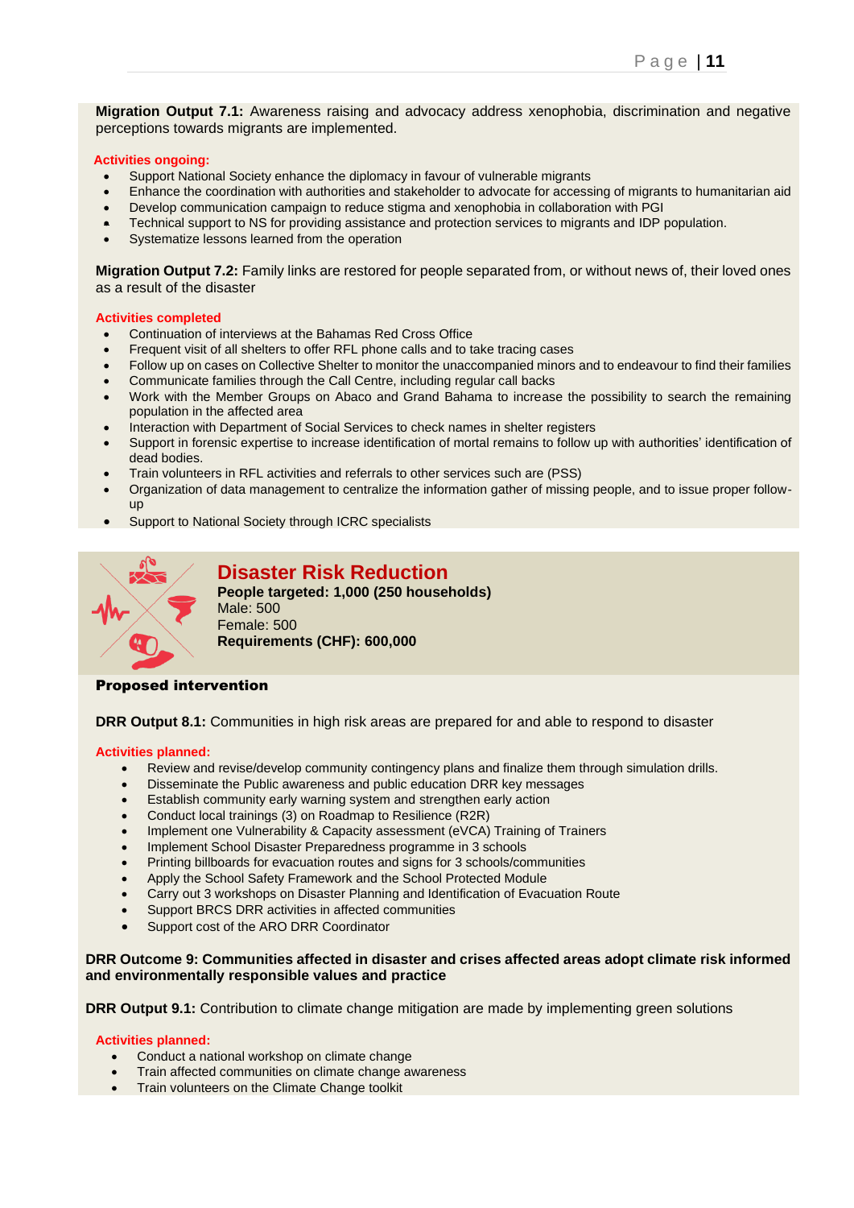**Migration Output 7.1:** Awareness raising and advocacy address xenophobia, discrimination and negative perceptions towards migrants are implemented.

**Activities ongoing:**

- Support National Society enhance the diplomacy in favour of vulnerable migrants
- Enhance the coordination with authorities and stakeholder to advocate for accessing of migrants to humanitarian aid
- Develop communication campaign to reduce stigma and xenophobia in collaboration with PGI
- Technical support to NS for providing assistance and protection services to migrants and IDP population.
- Systematize lessons learned from the operation

**Migration Output 7.2:** Family links are restored for people separated from, or without news of, their loved ones as a result of the disaster

**Activities completed**

- Continuation of interviews at the Bahamas Red Cross Office
- Frequent visit of all shelters to offer RFL phone calls and to take tracing cases
- Follow up on cases on Collective Shelter to monitor the unaccompanied minors and to endeavour to find their families
- Communicate families through the Call Centre, including regular call backs
- Work with the Member Groups on Abaco and Grand Bahama to increase the possibility to search the remaining population in the affected area
- Interaction with Department of Social Services to check names in shelter registers
- Support in forensic expertise to increase identification of mortal remains to follow up with authorities' identification of dead bodies.
- Train volunteers in RFL activities and referrals to other services such are (PSS)
- Organization of data management to centralize the information gather of missing people, and to issue proper follow-up
- Support to National Society through ICRC specialists

## Disaster Risk Reduction

**People targeted: 1,000 (250 households)**
Male: 500
Female: 500
**Requirements (CHF): 600,000**

**Proposed intervention**

**DRR Output 8.1:** Communities in high risk areas are prepared for and able to respond to disaster

**Activities planned:**

- Review and revise/develop community contingency plans and finalize them through simulation drills.
- Disseminate the Public awareness and public education DRR key messages
- Establish community early warning system and strengthen early action
- Conduct local trainings (3) on Roadmap to Resilience (R2R)
- Implement one Vulnerability & Capacity assessment (eVCA) Training of Trainers
- Implement School Disaster Preparedness programme in 3 schools
- Printing billboards for evacuation routes and signs for 3 schools/communities
- Apply the School Safety Framework and the School Protected Module
- Carry out 3 workshops on Disaster Planning and Identification of Evacuation Route
- Support BRCS DRR activities in affected communities
- Support cost of the ARO DRR Coordinator

**DRR Outcome 9: Communities affected in disaster and crises affected areas adopt climate risk informed and environmentally responsible values and practice**

**DRR Output 9.1:** Contribution to climate change mitigation are made by implementing green solutions

**Activities planned:**

- Conduct a national workshop on climate change
- Train affected communities on climate change awareness
- Train volunteers on the Climate Change toolkit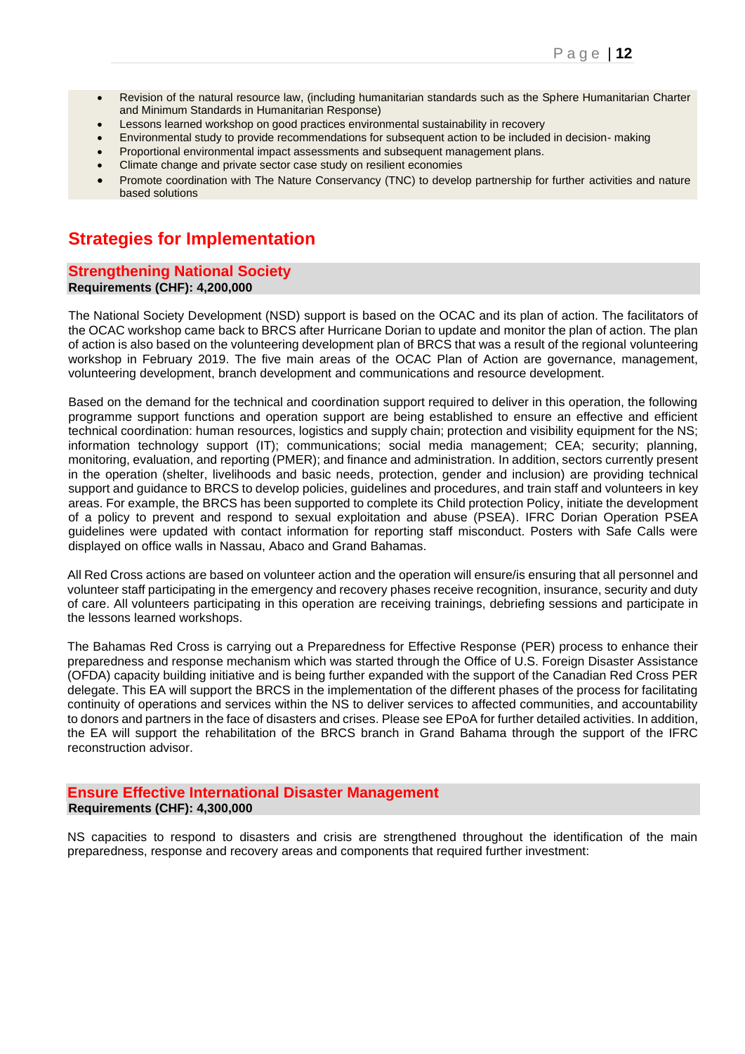- Revision of the natural resource law, (including humanitarian standards such as the Sphere Humanitarian Charter and Minimum Standards in Humanitarian Response)
- Lessons learned workshop on good practices environmental sustainability in recovery
- Environmental study to provide recommendations for subsequent action to be included in decision- making
- Proportional environmental impact assessments and subsequent management plans.
- Climate change and private sector case study on resilient economies
- Promote coordination with The Nature Conservancy (TNC) to develop partnership for further activities and nature based solutions

# Strategies for Implementation

## Strengthening National Society

**Requirements (CHF): 4,200,000**

The National Society Development (NSD) support is based on the OCAC and its plan of action. The facilitators of the OCAC workshop came back to BRCS after Hurricane Dorian to update and monitor the plan of action. The plan of action is also based on the volunteering development plan of BRCS that was a result of the regional volunteering workshop in February 2019. The five main areas of the OCAC Plan of Action are governance, management, volunteering development, branch development and communications and resource development.

Based on the demand for the technical and coordination support required to deliver in this operation, the following programme support functions and operation support are being established to ensure an effective and efficient technical coordination: human resources, logistics and supply chain; protection and visibility equipment for the NS; information technology support (IT); communications; social media management; CEA; security; planning, monitoring, evaluation, and reporting (PMER); and finance and administration. In addition, sectors currently present in the operation (shelter, livelihoods and basic needs, protection, gender and inclusion) are providing technical support and guidance to BRCS to develop policies, guidelines and procedures, and train staff and volunteers in key areas. For example, the BRCS has been supported to complete its Child protection Policy, initiate the development of a policy to prevent and respond to sexual exploitation and abuse (PSEA). IFRC Dorian Operation PSEA guidelines were updated with contact information for reporting staff misconduct. Posters with Safe Calls were displayed on office walls in Nassau, Abaco and Grand Bahamas.

All Red Cross actions are based on volunteer action and the operation will ensure/is ensuring that all personnel and volunteer staff participating in the emergency and recovery phases receive recognition, insurance, security and duty of care. All volunteers participating in this operation are receiving trainings, debriefing sessions and participate in the lessons learned workshops.

The Bahamas Red Cross is carrying out a Preparedness for Effective Response (PER) process to enhance their preparedness and response mechanism which was started through the Office of U.S. Foreign Disaster Assistance (OFDA) capacity building initiative and is being further expanded with the support of the Canadian Red Cross PER delegate. This EA will support the BRCS in the implementation of the different phases of the process for facilitating continuity of operations and services within the NS to deliver services to affected communities, and accountability to donors and partners in the face of disasters and crises. Please see EPoA for further detailed activities. In addition, the EA will support the rehabilitation of the BRCS branch in Grand Bahama through the support of the IFRC reconstruction advisor.

## Ensure Effective International Disaster Management

**Requirements (CHF): 4,300,000**

NS capacities to respond to disasters and crisis are strengthened throughout the identification of the main preparedness, response and recovery areas and components that required further investment: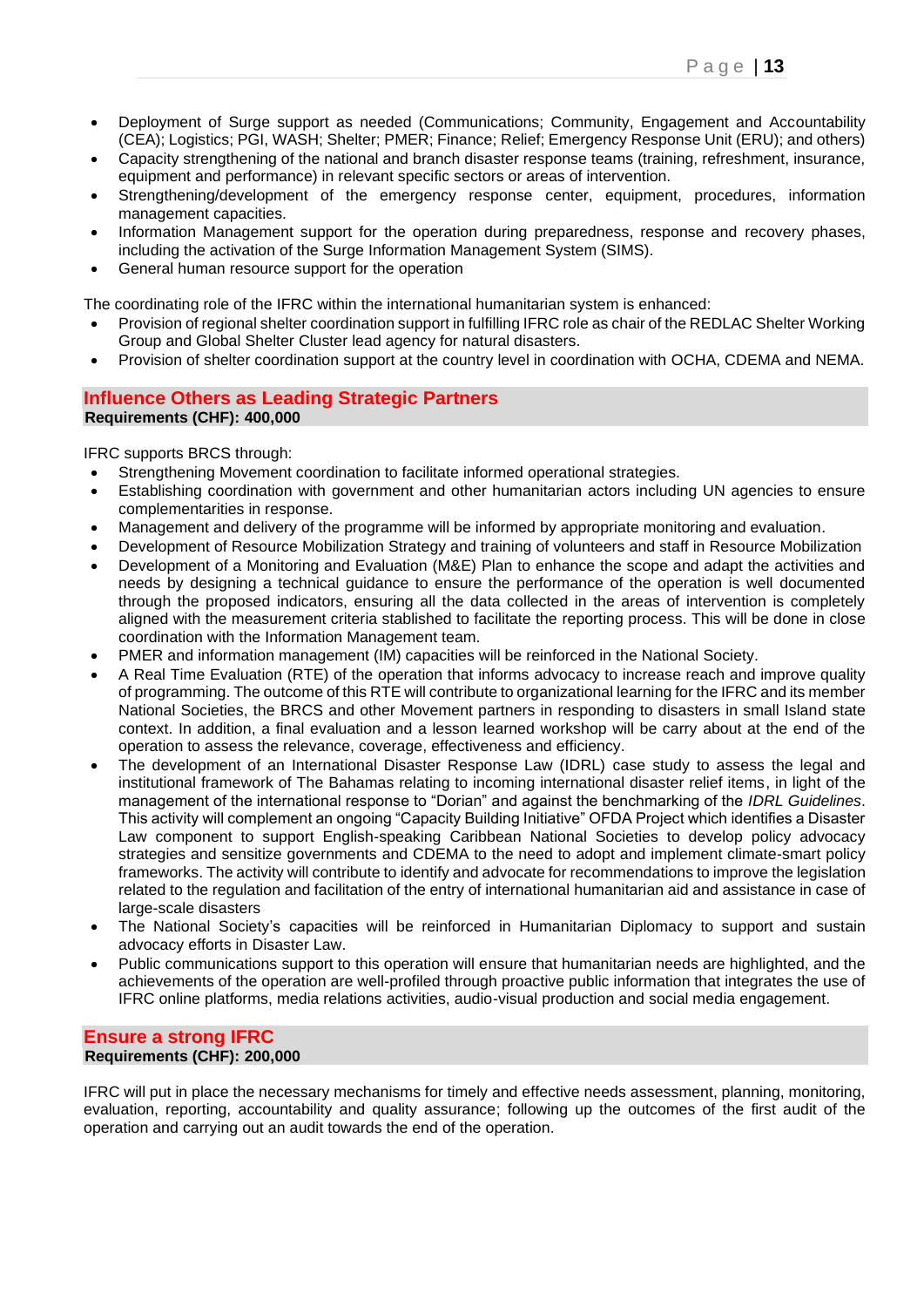- Deployment of Surge support as needed (Communications; Community, Engagement and Accountability (CEA); Logistics; PGI, WASH; Shelter; PMER; Finance; Relief; Emergency Response Unit (ERU); and others)
- Capacity strengthening of the national and branch disaster response teams (training, refreshment, insurance, equipment and performance) in relevant specific sectors or areas of intervention.
- Strengthening/development of the emergency response center, equipment, procedures, information management capacities.
- Information Management support for the operation during preparedness, response and recovery phases, including the activation of the Surge Information Management System (SIMS).
- General human resource support for the operation

The coordinating role of the IFRC within the international humanitarian system is enhanced:

- Provision of regional shelter coordination support in fulfilling IFRC role as chair of the REDLAC Shelter Working Group and Global Shelter Cluster lead agency for natural disasters.
- Provision of shelter coordination support at the country level in coordination with OCHA, CDEMA and NEMA.

## Influence Others as Leading Strategic Partners

**Requirements (CHF): 400,000**

IFRC supports BRCS through:

- Strengthening Movement coordination to facilitate informed operational strategies.
- Establishing coordination with government and other humanitarian actors including UN agencies to ensure complementarities in response.
- Management and delivery of the programme will be informed by appropriate monitoring and evaluation.
- Development of Resource Mobilization Strategy and training of volunteers and staff in Resource Mobilization
- Development of a Monitoring and Evaluation (M&E) Plan to enhance the scope and adapt the activities and needs by designing a technical guidance to ensure the performance of the operation is well documented through the proposed indicators, ensuring all the data collected in the areas of intervention is completely aligned with the measurement criteria stablished to facilitate the reporting process. This will be done in close coordination with the Information Management team.
- PMER and information management (IM) capacities will be reinforced in the National Society.
- A Real Time Evaluation (RTE) of the operation that informs advocacy to increase reach and improve quality of programming. The outcome of this RTE will contribute to organizational learning for the IFRC and its member National Societies, the BRCS and other Movement partners in responding to disasters in small Island state context. In addition, a final evaluation and a lesson learned workshop will be carry about at the end of the operation to assess the relevance, coverage, effectiveness and efficiency.
- The development of an International Disaster Response Law (IDRL) case study to assess the legal and institutional framework of The Bahamas relating to incoming international disaster relief items, in light of the management of the international response to "Dorian" and against the benchmarking of the *IDRL Guidelines*. This activity will complement an ongoing "Capacity Building Initiative" OFDA Project which identifies a Disaster Law component to support English-speaking Caribbean National Societies to develop policy advocacy strategies and sensitize governments and CDEMA to the need to adopt and implement climate-smart policy frameworks. The activity will contribute to identify and advocate for recommendations to improve the legislation related to the regulation and facilitation of the entry of international humanitarian aid and assistance in case of large-scale disasters
- The National Society's capacities will be reinforced in Humanitarian Diplomacy to support and sustain advocacy efforts in Disaster Law.
- Public communications support to this operation will ensure that humanitarian needs are highlighted, and the achievements of the operation are well-profiled through proactive public information that integrates the use of IFRC online platforms, media relations activities, audio-visual production and social media engagement.

## Ensure a strong IFRC

**Requirements (CHF): 200,000**

IFRC will put in place the necessary mechanisms for timely and effective needs assessment, planning, monitoring, evaluation, reporting, accountability and quality assurance; following up the outcomes of the first audit of the operation and carrying out an audit towards the end of the operation.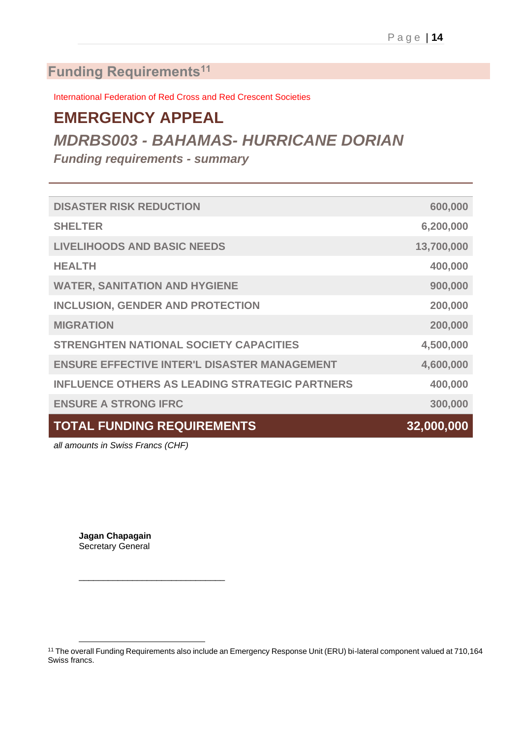## Funding Requirements[11]

International Federation of Red Cross and Red Crescent Societies

# EMERGENCY APPEAL

## *MDRBS003 - BAHAMAS- HURRICANE DORIAN*

### *Funding requirements - summary*

| | |
|---|---|
| DISASTER RISK REDUCTION | 600,000 |
| SHELTER | 6,200,000 |
| LIVELIHOODS AND BASIC NEEDS | 13,700,000 |
| HEALTH | 400,000 |
| WATER, SANITATION AND HYGIENE | 900,000 |
| INCLUSION, GENDER AND PROTECTION | 200,000 |
| MIGRATION | 200,000 |
| STRENGHTEN NATIONAL SOCIETY CAPACITIES | 4,500,000 |
| ENSURE EFFECTIVE INTER'L DISASTER MANAGEMENT | 4,600,000 |
| INFLUENCE OTHERS AS LEADING STRATEGIC PARTNERS | 400,000 |
| ENSURE A STRONG IFRC | 300,000 |
| **TOTAL FUNDING REQUIREMENTS** | **32,000,000** |

*all amounts in Swiss Francs (CHF)*

**Jagan Chapagain**
Secretary General

---

[11] The overall Funding Requirements also include an Emergency Response Unit (ERU) bi-lateral component valued at 710,164 Swiss francs.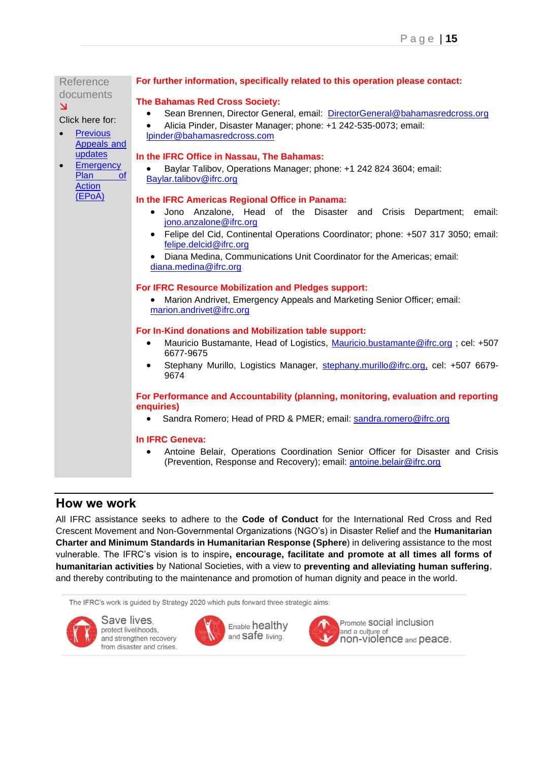Reference documents
↘
Click here for:

- Previous Appeals and updates
- Emergency Plan of Action (EPoA)

**For further information, specifically related to this operation please contact:**

**The Bahamas Red Cross Society:**

- Sean Brennen, Director General, email: DirectorGeneral@bahamasredcross.org
- Alicia Pinder, Disaster Manager; phone: +1 242-535-0073; email: lpinder@bahamasredcross.com

**In the IFRC Office in Nassau, The Bahamas:**

- Baylar Talibov, Operations Manager; phone: +1 242 824 3604; email: Baylar.talibov@ifrc.org

**In the IFRC Americas Regional Office in Panama:**

- Jono Anzalone, Head of the Disaster and Crisis Department; email: jono.anzalone@ifrc.org
- Felipe del Cid, Continental Operations Coordinator; phone: +507 317 3050; email: felipe.delcid@ifrc.org
- Diana Medina, Communications Unit Coordinator for the Americas; email: diana.medina@ifrc.org

**For IFRC Resource Mobilization and Pledges support:**

- Marion Andrivet, Emergency Appeals and Marketing Senior Officer; email: marion.andrivet@ifrc.org

**For In-Kind donations and Mobilization table support:**

- Mauricio Bustamante, Head of Logistics, Mauricio.bustamante@ifrc.org ; cel: +507 6677-9675
- Stephany Murillo, Logistics Manager, stephany.murillo@ifrc.org, cel: +507 6679-9674

**For Performance and Accountability (planning, monitoring, evaluation and reporting enquiries)**

- Sandra Romero; Head of PRD & PMER; email: sandra.romero@ifrc.org

**In IFRC Geneva:**

- Antoine Belair, Operations Coordination Senior Officer for Disaster and Crisis (Prevention, Response and Recovery); email: antoine.belair@ifrc.org

## How we work

All IFRC assistance seeks to adhere to the **Code of Conduct** for the International Red Cross and Red Crescent Movement and Non-Governmental Organizations (NGO's) in Disaster Relief and the **Humanitarian Charter and Minimum Standards in Humanitarian Response (Sphere**) in delivering assistance to the most vulnerable. The IFRC's vision is to inspire**, encourage, facilitate and promote at all times all forms of humanitarian activities** by National Societies, with a view to **preventing and alleviating human suffering**, and thereby contributing to the maintenance and promotion of human dignity and peace in the world.

The IFRC's work is guided by Strategy 2020 which puts forward three strategic aims:

Save lives, protect livelihoods, and strengthen recovery from disaster and crises.

Enable healthy and safe living.

Promote social inclusion and a culture of non-violence and peace.